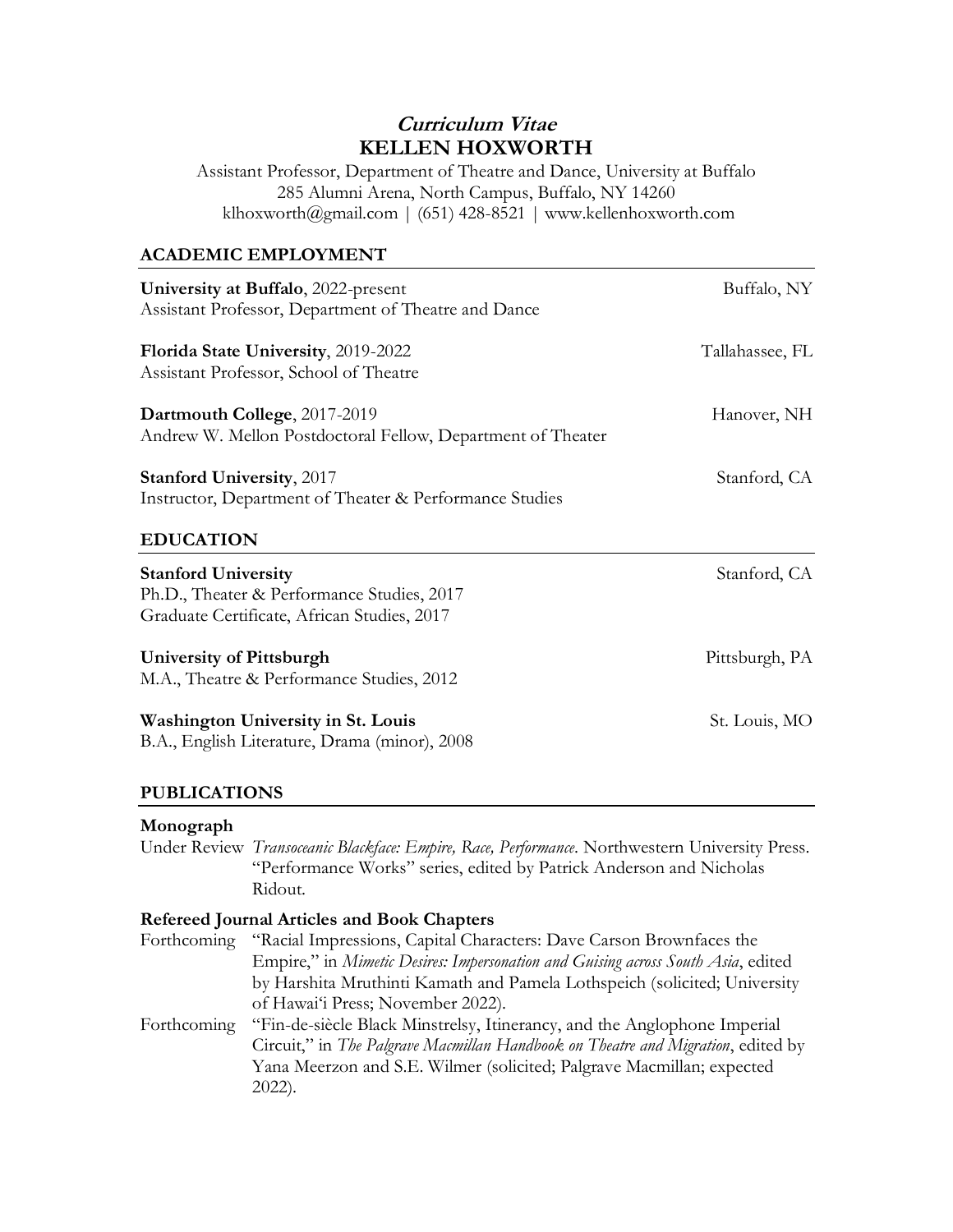# *Curriculum Vitae*
# KELLEN HOXWORTH

Assistant Professor, Department of Theatre and Dance, University at Buffalo
285 Alumni Arena, North Campus, Buffalo, NY 14260
klhoxworth@gmail.com | (651) 428-8521 | www.kellenhoxworth.com

## ACADEMIC EMPLOYMENT

**University at Buffalo**, 2022-present — Buffalo, NY
Assistant Professor, Department of Theatre and Dance

**Florida State University**, 2019-2022 — Tallahassee, FL
Assistant Professor, School of Theatre

**Dartmouth College**, 2017-2019 — Hanover, NH
Andrew W. Mellon Postdoctoral Fellow, Department of Theater

**Stanford University**, 2017 — Stanford, CA
Instructor, Department of Theater & Performance Studies

## EDUCATION

**Stanford University** — Stanford, CA
Ph.D., Theater & Performance Studies, 2017
Graduate Certificate, African Studies, 2017

**University of Pittsburgh** — Pittsburgh, PA
M.A., Theatre & Performance Studies, 2012

**Washington University in St. Louis** — St. Louis, MO
B.A., English Literature, Drama (minor), 2008

## PUBLICATIONS

### Monograph

Under Review *Transoceanic Blackface: Empire, Race, Performance*. Northwestern University Press. "Performance Works" series, edited by Patrick Anderson and Nicholas Ridout.

### Refereed Journal Articles and Book Chapters

Forthcoming "Racial Impressions, Capital Characters: Dave Carson Brownfaces the Empire," in *Mimetic Desires: Impersonation and Guising across South Asia*, edited by Harshita Mruthinti Kamath and Pamela Lothspeich (solicited; University of Hawaiʻi Press; November 2022).

Forthcoming "Fin-de-siècle Black Minstrelsy, Itinerancy, and the Anglophone Imperial Circuit," in *The Palgrave Macmillan Handbook on Theatre and Migration*, edited by Yana Meerzon and S.E. Wilmer (solicited; Palgrave Macmillan; expected 2022).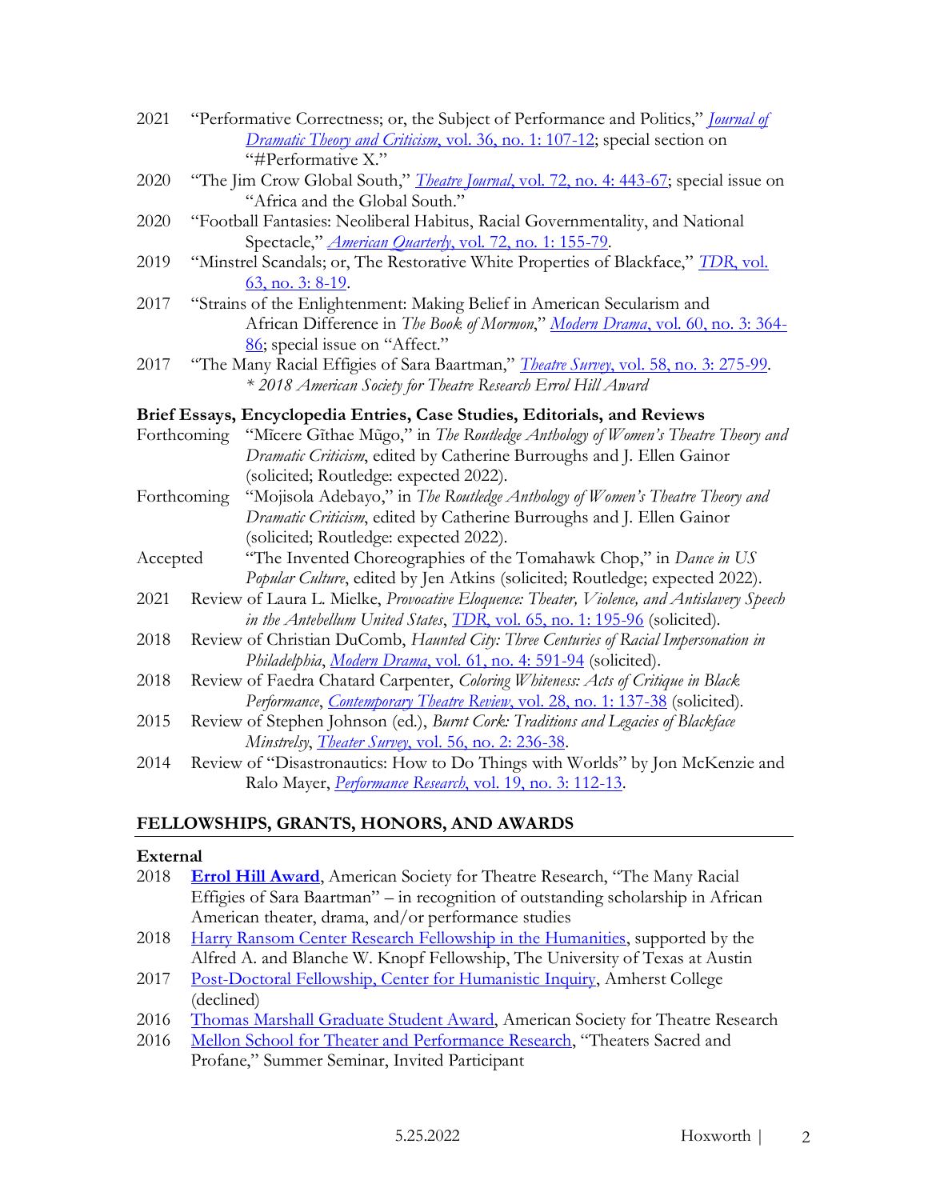2021 "Performative Correctness; or, the Subject of Performance and Politics," *Journal of Dramatic Theory and Criticism*, vol. 36, no. 1: 107-12; special section on "#Performative X."

2020 "The Jim Crow Global South," *Theatre Journal*, vol. 72, no. 4: 443-67; special issue on "Africa and the Global South."

2020 "Football Fantasies: Neoliberal Habitus, Racial Governmentality, and National Spectacle," *American Quarterly*, vol. 72, no. 1: 155-79.

2019 "Minstrel Scandals; or, The Restorative White Properties of Blackface," *TDR*, vol. 63, no. 3: 8-19.

2017 "Strains of the Enlightenment: Making Belief in American Secularism and African Difference in *The Book of Mormon*," *Modern Drama*, vol. 60, no. 3: 364-86; special issue on "Affect."

2017 "The Many Racial Effigies of Sara Baartman," *Theatre Survey*, vol. 58, no. 3: 275-99. *\* 2018 American Society for Theatre Research Errol Hill Award*

**Brief Essays, Encyclopedia Entries, Case Studies, Editorials, and Reviews**

Forthcoming "Mĩcere Gĩthae Mũgo," in *The Routledge Anthology of Women's Theatre Theory and Dramatic Criticism*, edited by Catherine Burroughs and J. Ellen Gainor (solicited; Routledge: expected 2022).

Forthcoming "Mojisola Adebayo," in *The Routledge Anthology of Women's Theatre Theory and Dramatic Criticism*, edited by Catherine Burroughs and J. Ellen Gainor (solicited; Routledge: expected 2022).

Accepted "The Invented Choreographies of the Tomahawk Chop," in *Dance in US Popular Culture*, edited by Jen Atkins (solicited; Routledge; expected 2022).

2021 Review of Laura L. Mielke, *Provocative Eloquence: Theater, Violence, and Antislavery Speech in the Antebellum United States*, *TDR*, vol. 65, no. 1: 195-96 (solicited).

2018 Review of Christian DuComb, *Haunted City: Three Centuries of Racial Impersonation in Philadelphia*, *Modern Drama*, vol. 61, no. 4: 591-94 (solicited).

2018 Review of Faedra Chatard Carpenter, *Coloring Whiteness: Acts of Critique in Black Performance*, *Contemporary Theatre Review*, vol. 28, no. 1: 137-38 (solicited).

2015 Review of Stephen Johnson (ed.), *Burnt Cork: Traditions and Legacies of Blackface Minstrelsy*, *Theater Survey*, vol. 56, no. 2: 236-38.

2014 Review of "Disastronautics: How to Do Things with Worlds" by Jon McKenzie and Ralo Mayer, *Performance Research*, vol. 19, no. 3: 112-13.

## FELLOWSHIPS, GRANTS, HONORS, AND AWARDS

**External**

2018 **Errol Hill Award**, American Society for Theatre Research, "The Many Racial Effigies of Sara Baartman" – in recognition of outstanding scholarship in African American theater, drama, and/or performance studies

2018 Harry Ransom Center Research Fellowship in the Humanities, supported by the Alfred A. and Blanche W. Knopf Fellowship, The University of Texas at Austin

2017 Post-Doctoral Fellowship, Center for Humanistic Inquiry, Amherst College (declined)

2016 Thomas Marshall Graduate Student Award, American Society for Theatre Research

2016 Mellon School for Theater and Performance Research, "Theaters Sacred and Profane," Summer Seminar, Invited Participant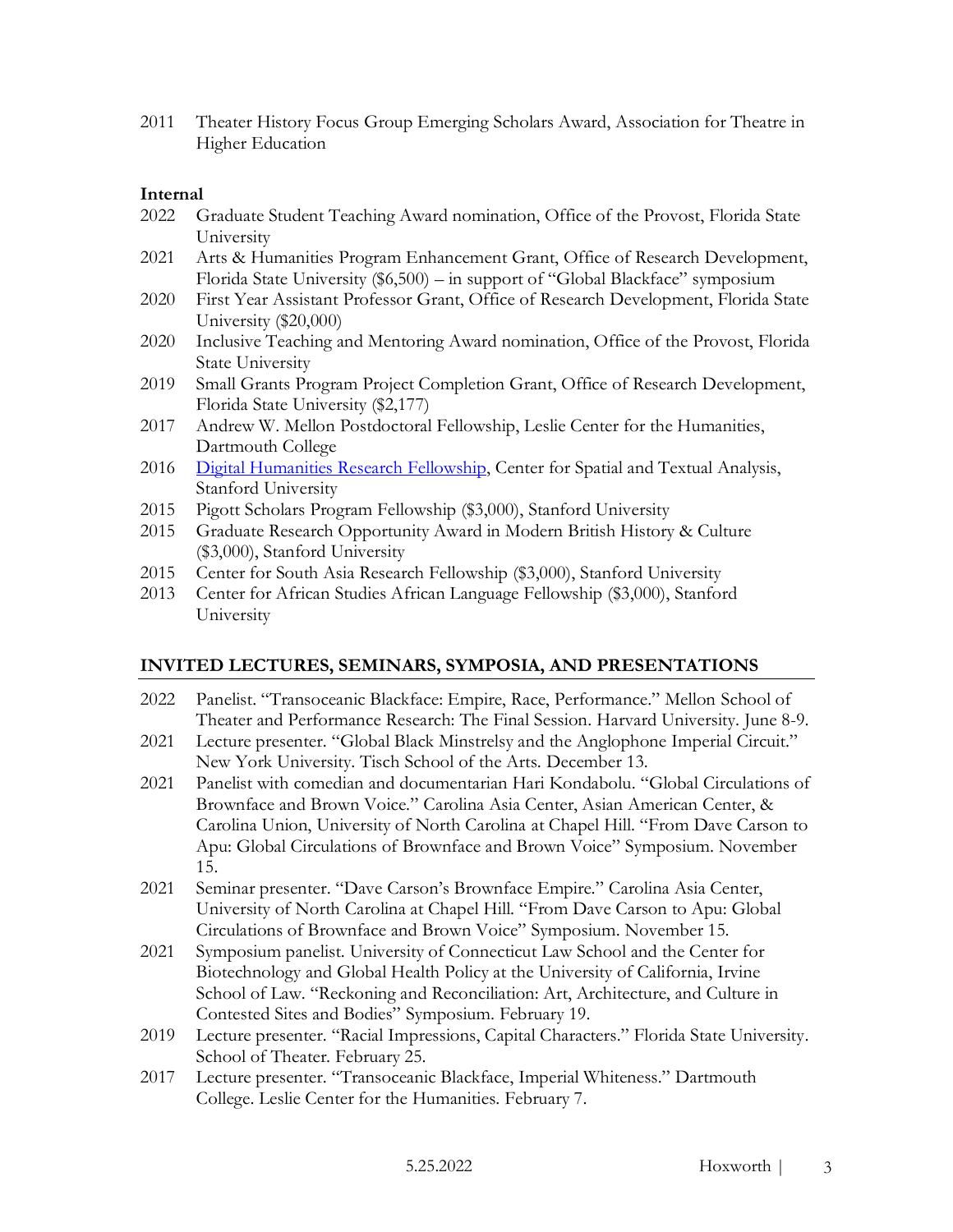2011 Theater History Focus Group Emerging Scholars Award, Association for Theatre in Higher Education

**Internal**

2022 Graduate Student Teaching Award nomination, Office of the Provost, Florida State University

2021 Arts & Humanities Program Enhancement Grant, Office of Research Development, Florida State University ($6,500) – in support of "Global Blackface" symposium

2020 First Year Assistant Professor Grant, Office of Research Development, Florida State University ($20,000)

2020 Inclusive Teaching and Mentoring Award nomination, Office of the Provost, Florida State University

2019 Small Grants Program Project Completion Grant, Office of Research Development, Florida State University ($2,177)

2017 Andrew W. Mellon Postdoctoral Fellowship, Leslie Center for the Humanities, Dartmouth College

2016 Digital Humanities Research Fellowship, Center for Spatial and Textual Analysis, Stanford University

2015 Pigott Scholars Program Fellowship ($3,000), Stanford University

2015 Graduate Research Opportunity Award in Modern British History & Culture ($3,000), Stanford University

2015 Center for South Asia Research Fellowship ($3,000), Stanford University

2013 Center for African Studies African Language Fellowship ($3,000), Stanford University

## INVITED LECTURES, SEMINARS, SYMPOSIA, AND PRESENTATIONS

2022 Panelist. "Transoceanic Blackface: Empire, Race, Performance." Mellon School of Theater and Performance Research: The Final Session. Harvard University. June 8-9.

2021 Lecture presenter. "Global Black Minstrelsy and the Anglophone Imperial Circuit." New York University. Tisch School of the Arts. December 13.

2021 Panelist with comedian and documentarian Hari Kondabolu. "Global Circulations of Brownface and Brown Voice." Carolina Asia Center, Asian American Center, & Carolina Union, University of North Carolina at Chapel Hill. "From Dave Carson to Apu: Global Circulations of Brownface and Brown Voice" Symposium. November 15.

2021 Seminar presenter. "Dave Carson's Brownface Empire." Carolina Asia Center, University of North Carolina at Chapel Hill. "From Dave Carson to Apu: Global Circulations of Brownface and Brown Voice" Symposium. November 15.

2021 Symposium panelist. University of Connecticut Law School and the Center for Biotechnology and Global Health Policy at the University of California, Irvine School of Law. "Reckoning and Reconciliation: Art, Architecture, and Culture in Contested Sites and Bodies" Symposium. February 19.

2019 Lecture presenter. "Racial Impressions, Capital Characters." Florida State University. School of Theater. February 25.

2017 Lecture presenter. "Transoceanic Blackface, Imperial Whiteness." Dartmouth College. Leslie Center for the Humanities. February 7.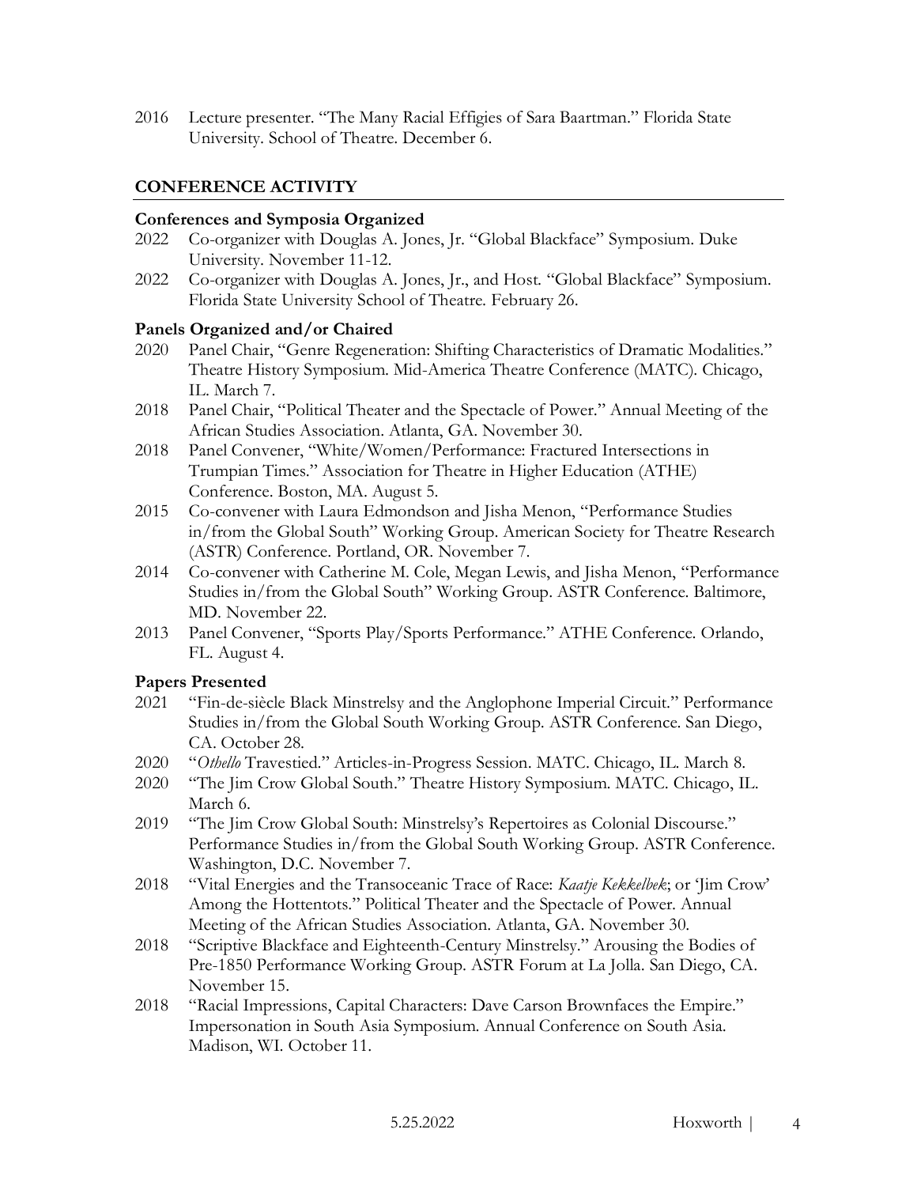2016 Lecture presenter. "The Many Racial Effigies of Sara Baartman." Florida State University. School of Theatre. December 6.

## CONFERENCE ACTIVITY

### Conferences and Symposia Organized

- 2022 Co-organizer with Douglas A. Jones, Jr. "Global Blackface" Symposium. Duke University. November 11-12.
- 2022 Co-organizer with Douglas A. Jones, Jr., and Host. "Global Blackface" Symposium. Florida State University School of Theatre. February 26.

### Panels Organized and/or Chaired

- 2020 Panel Chair, "Genre Regeneration: Shifting Characteristics of Dramatic Modalities." Theatre History Symposium. Mid-America Theatre Conference (MATC). Chicago, IL. March 7.
- 2018 Panel Chair, "Political Theater and the Spectacle of Power." Annual Meeting of the African Studies Association. Atlanta, GA. November 30.
- 2018 Panel Convener, "White/Women/Performance: Fractured Intersections in Trumpian Times." Association for Theatre in Higher Education (ATHE) Conference. Boston, MA. August 5.
- 2015 Co-convener with Laura Edmondson and Jisha Menon, "Performance Studies in/from the Global South" Working Group. American Society for Theatre Research (ASTR) Conference. Portland, OR. November 7.
- 2014 Co-convener with Catherine M. Cole, Megan Lewis, and Jisha Menon, "Performance Studies in/from the Global South" Working Group. ASTR Conference. Baltimore, MD. November 22.
- 2013 Panel Convener, "Sports Play/Sports Performance." ATHE Conference. Orlando, FL. August 4.

### Papers Presented

- 2021 "Fin-de-siècle Black Minstrelsy and the Anglophone Imperial Circuit." Performance Studies in/from the Global South Working Group. ASTR Conference. San Diego, CA. October 28.
- 2020 "*Othello* Travestied." Articles-in-Progress Session. MATC. Chicago, IL. March 8.
- 2020 "The Jim Crow Global South." Theatre History Symposium. MATC. Chicago, IL. March 6.
- 2019 "The Jim Crow Global South: Minstrelsy's Repertoires as Colonial Discourse." Performance Studies in/from the Global South Working Group. ASTR Conference. Washington, D.C. November 7.
- 2018 "Vital Energies and the Transoceanic Trace of Race: *Kaatje Kekkelbek*; or 'Jim Crow' Among the Hottentots." Political Theater and the Spectacle of Power. Annual Meeting of the African Studies Association. Atlanta, GA. November 30.
- 2018 "Scriptive Blackface and Eighteenth-Century Minstrelsy." Arousing the Bodies of Pre-1850 Performance Working Group. ASTR Forum at La Jolla. San Diego, CA. November 15.
- 2018 "Racial Impressions, Capital Characters: Dave Carson Brownfaces the Empire." Impersonation in South Asia Symposium. Annual Conference on South Asia. Madison, WI. October 11.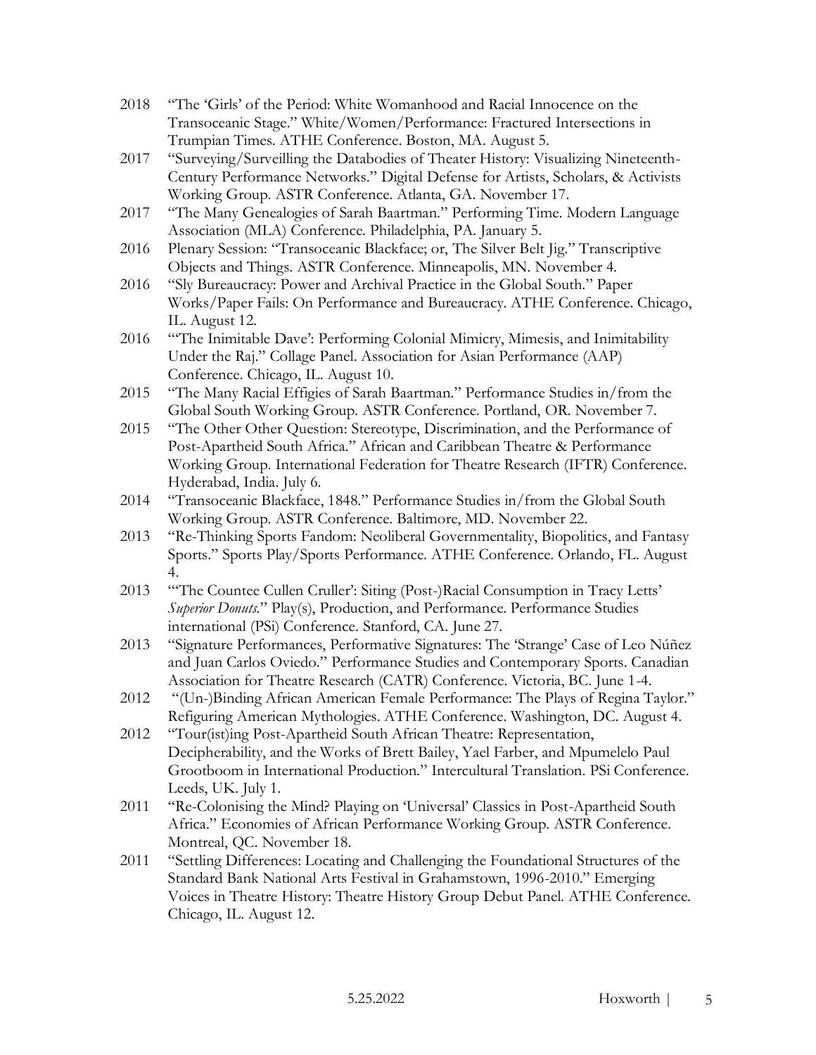2018 "The 'Girls' of the Period: White Womanhood and Racial Innocence on the Transoceanic Stage." White/Women/Performance: Fractured Intersections in Trumpian Times. ATHE Conference. Boston, MA. August 5.

2017 "Surveying/Surveilling the Databodies of Theater History: Visualizing Nineteenth-Century Performance Networks." Digital Defense for Artists, Scholars, & Activists Working Group. ASTR Conference. Atlanta, GA. November 17.

2017 "The Many Genealogies of Sarah Baartman." Performing Time. Modern Language Association (MLA) Conference. Philadelphia, PA. January 5.

2016 Plenary Session: "Transoceanic Blackface; or, The Silver Belt Jig." Transcriptive Objects and Things. ASTR Conference. Minneapolis, MN. November 4.

2016 "Sly Bureaucracy: Power and Archival Practice in the Global South." Paper Works/Paper Fails: On Performance and Bureaucracy. ATHE Conference. Chicago, IL. August 12.

2016 "'The Inimitable Dave': Performing Colonial Mimicry, Mimesis, and Inimitability Under the Raj." Collage Panel. Association for Asian Performance (AAP) Conference. Chicago, IL. August 10.

2015 "The Many Racial Effigies of Sarah Baartman." Performance Studies in/from the Global South Working Group. ASTR Conference. Portland, OR. November 7.

2015 "The Other Other Question: Stereotype, Discrimination, and the Performance of Post-Apartheid South Africa." African and Caribbean Theatre & Performance Working Group. International Federation for Theatre Research (IFTR) Conference. Hyderabad, India. July 6.

2014 "Transoceanic Blackface, 1848." Performance Studies in/from the Global South Working Group. ASTR Conference. Baltimore, MD. November 22.

2013 "Re-Thinking Sports Fandom: Neoliberal Governmentality, Biopolitics, and Fantasy Sports." Sports Play/Sports Performance. ATHE Conference. Orlando, FL. August 4.

2013 "'The Countee Cullen Cruller': Siting (Post-)Racial Consumption in Tracy Letts' *Superior Donuts*." Play(s), Production, and Performance. Performance Studies international (PSi) Conference. Stanford, CA. June 27.

2013 "Signature Performances, Performative Signatures: The 'Strange' Case of Leo Núñez and Juan Carlos Oviedo." Performance Studies and Contemporary Sports. Canadian Association for Theatre Research (CATR) Conference. Victoria, BC. June 1-4.

2012 "(Un-)Binding African American Female Performance: The Plays of Regina Taylor." Refiguring American Mythologies. ATHE Conference. Washington, DC. August 4.

2012 "Tour(ist)ing Post-Apartheid South African Theatre: Representation, Decipherability, and the Works of Brett Bailey, Yael Farber, and Mpumelelo Paul Grootboom in International Production." Intercultural Translation. PSi Conference. Leeds, UK. July 1.

2011 "Re-Colonising the Mind? Playing on 'Universal' Classics in Post-Apartheid South Africa." Economies of African Performance Working Group. ASTR Conference. Montreal, QC. November 18.

2011 "Settling Differences: Locating and Challenging the Foundational Structures of the Standard Bank National Arts Festival in Grahamstown, 1996-2010." Emerging Voices in Theatre History: Theatre History Group Debut Panel. ATHE Conference. Chicago, IL. August 12.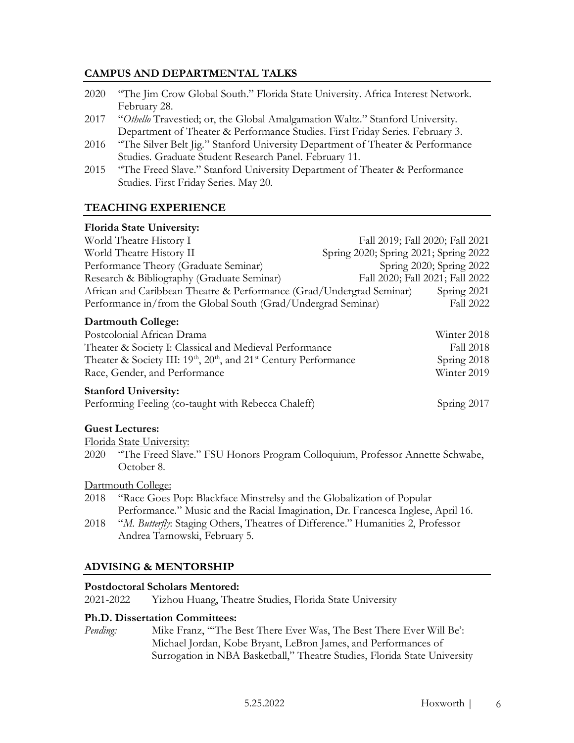## CAMPUS AND DEPARTMENTAL TALKS

2020 "The Jim Crow Global South." Florida State University. Africa Interest Network. February 28.

2017 "*Othello* Travestied; or, the Global Amalgamation Waltz." Stanford University. Department of Theater & Performance Studies. First Friday Series. February 3.

2016 "The Silver Belt Jig." Stanford University Department of Theater & Performance Studies. Graduate Student Research Panel. February 11.

2015 "The Freed Slave." Stanford University Department of Theater & Performance Studies. First Friday Series. May 20.

## TEACHING EXPERIENCE

**Florida State University:**

| | |
|---|---|
| World Theatre History I | Fall 2019; Fall 2020; Fall 2021 |
| World Theatre History II | Spring 2020; Spring 2021; Spring 2022 |
| Performance Theory (Graduate Seminar) | Spring 2020; Spring 2022 |
| Research & Bibliography (Graduate Seminar) | Fall 2020; Fall 2021; Fall 2022 |
| African and Caribbean Theatre & Performance (Grad/Undergrad Seminar) | Spring 2021 |
| Performance in/from the Global South (Grad/Undergrad Seminar) | Fall 2022 |

**Dartmouth College:**

| | |
|---|---|
| Postcolonial African Drama | Winter 2018 |
| Theater & Society I: Classical and Medieval Performance | Fall 2018 |
| Theater & Society III: 19th, 20th, and 21st Century Performance | Spring 2018 |
| Race, Gender, and Performance | Winter 2019 |

**Stanford University:**

| | |
|---|---|
| Performing Feeling (co-taught with Rebecca Chaleff) | Spring 2017 |

**Guest Lectures:**

Florida State University:

2020 "The Freed Slave." FSU Honors Program Colloquium, Professor Annette Schwabe, October 8.

Dartmouth College:

2018 "Race Goes Pop: Blackface Minstrelsy and the Globalization of Popular Performance." Music and the Racial Imagination, Dr. Francesca Inglese, April 16.

2018 "*M. Butterfly*: Staging Others, Theatres of Difference." Humanities 2, Professor Andrea Tarnowski, February 5.

## ADVISING & MENTORSHIP

**Postdoctoral Scholars Mentored:**

2021-2022 Yizhou Huang, Theatre Studies, Florida State University

**Ph.D. Dissertation Committees:**

*Pending:* Mike Franz, "'The Best There Ever Was, The Best There Ever Will Be': Michael Jordan, Kobe Bryant, LeBron James, and Performances of Surrogation in NBA Basketball," Theatre Studies, Florida State University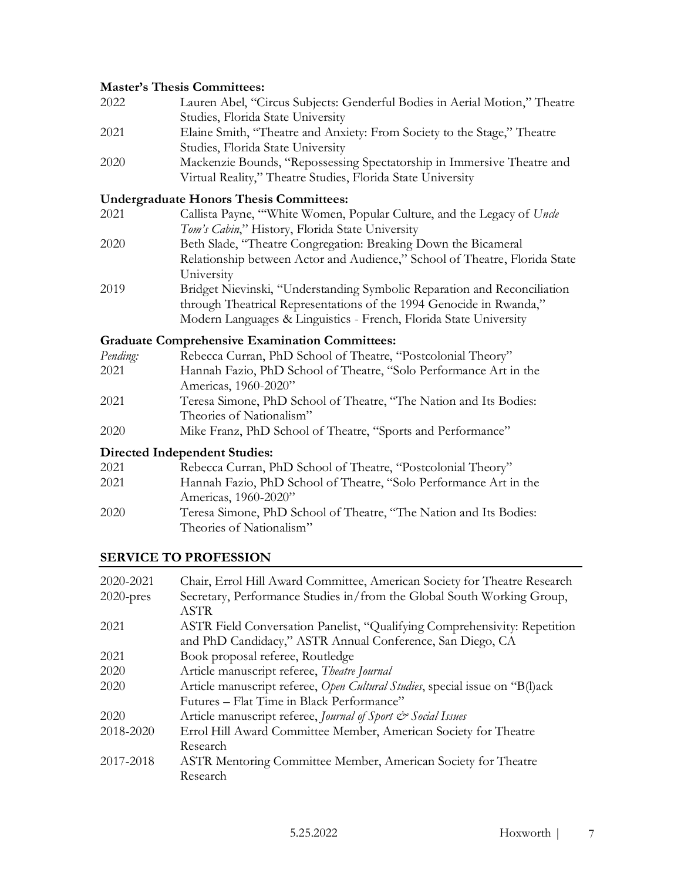**Master's Thesis Committees:**

2022 Lauren Abel, "Circus Subjects: Genderful Bodies in Aerial Motion," Theatre Studies, Florida State University

2021 Elaine Smith, "Theatre and Anxiety: From Society to the Stage," Theatre Studies, Florida State University

2020 Mackenzie Bounds, "Repossessing Spectatorship in Immersive Theatre and Virtual Reality," Theatre Studies, Florida State University

**Undergraduate Honors Thesis Committees:**

2021 Callista Payne, "'White Women, Popular Culture, and the Legacy of *Uncle Tom's Cabin*," History, Florida State University

2020 Beth Slade, "Theatre Congregation: Breaking Down the Bicameral Relationship between Actor and Audience," School of Theatre, Florida State University

2019 Bridget Nievinski, "Understanding Symbolic Reparation and Reconciliation through Theatrical Representations of the 1994 Genocide in Rwanda," Modern Languages & Linguistics - French, Florida State University

**Graduate Comprehensive Examination Committees:**

*Pending:* Rebecca Curran, PhD School of Theatre, "Postcolonial Theory"

2021 Hannah Fazio, PhD School of Theatre, "Solo Performance Art in the Americas, 1960-2020"

2021 Teresa Simone, PhD School of Theatre, "The Nation and Its Bodies: Theories of Nationalism"

2020 Mike Franz, PhD School of Theatre, "Sports and Performance"

**Directed Independent Studies:**

2021 Rebecca Curran, PhD School of Theatre, "Postcolonial Theory"

2021 Hannah Fazio, PhD School of Theatre, "Solo Performance Art in the Americas, 1960-2020"

2020 Teresa Simone, PhD School of Theatre, "The Nation and Its Bodies: Theories of Nationalism"

## SERVICE TO PROFESSION

2020-2021 Chair, Errol Hill Award Committee, American Society for Theatre Research

2020-pres Secretary, Performance Studies in/from the Global South Working Group, ASTR

2021 ASTR Field Conversation Panelist, "Qualifying Comprehensivity: Repetition and PhD Candidacy," ASTR Annual Conference, San Diego, CA

2021 Book proposal referee, Routledge

2020 Article manuscript referee, *Theatre Journal*

2020 Article manuscript referee, *Open Cultural Studies*, special issue on "B(l)ack Futures – Flat Time in Black Performance"

2020 Article manuscript referee, *Journal of Sport & Social Issues*

2018-2020 Errol Hill Award Committee Member, American Society for Theatre Research

2017-2018 ASTR Mentoring Committee Member, American Society for Theatre Research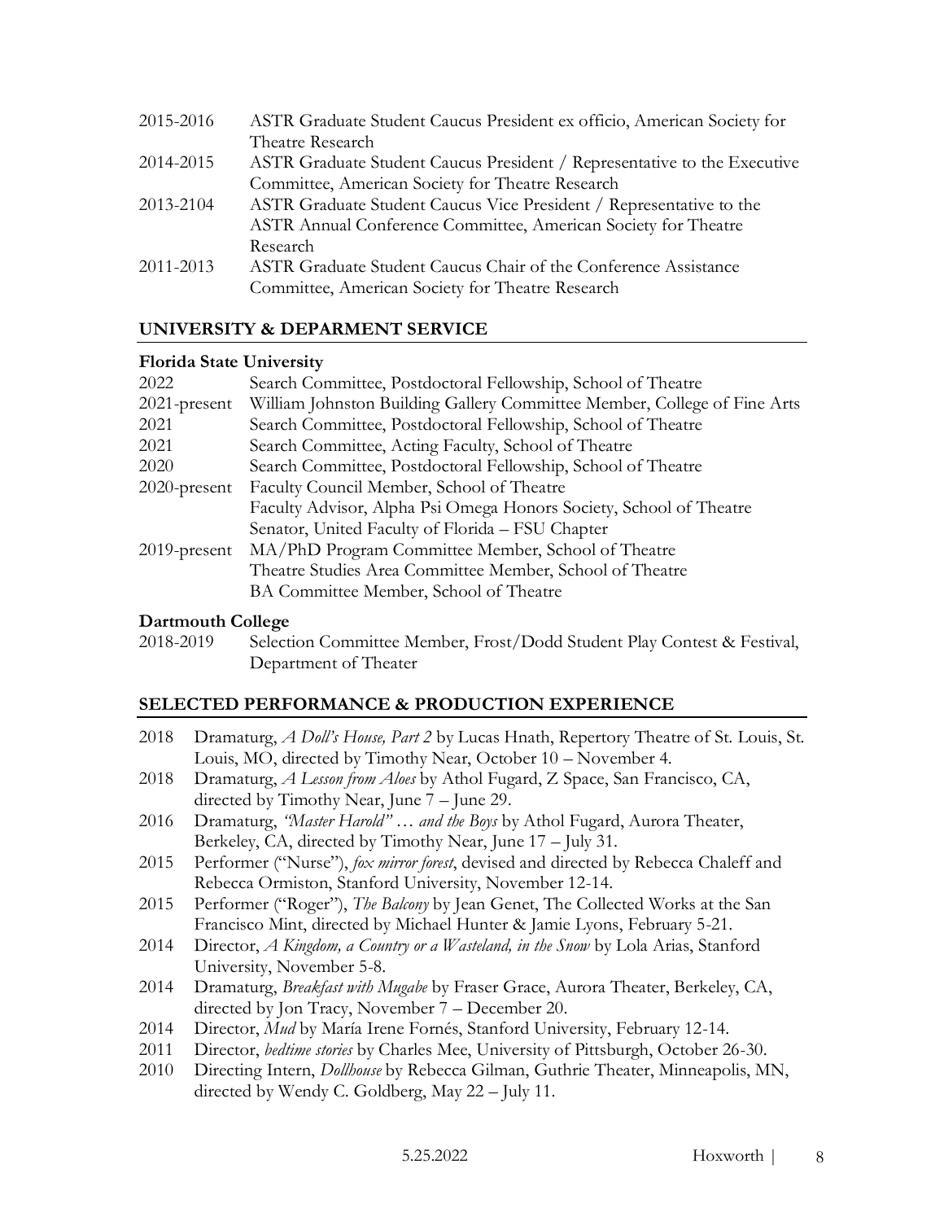| | |
|---|---|
| 2015-2016 | ASTR Graduate Student Caucus President ex officio, American Society for Theatre Research |
| 2014-2015 | ASTR Graduate Student Caucus President / Representative to the Executive Committee, American Society for Theatre Research |
| 2013-2104 | ASTR Graduate Student Caucus Vice President / Representative to the ASTR Annual Conference Committee, American Society for Theatre Research |
| 2011-2013 | ASTR Graduate Student Caucus Chair of the Conference Assistance Committee, American Society for Theatre Research |

## UNIVERSITY & DEPARMENT SERVICE

**Florida State University**

| | |
|---|---|
| 2022 | Search Committee, Postdoctoral Fellowship, School of Theatre |
| 2021-present | William Johnston Building Gallery Committee Member, College of Fine Arts |
| 2021 | Search Committee, Postdoctoral Fellowship, School of Theatre |
| 2021 | Search Committee, Acting Faculty, School of Theatre |
| 2020 | Search Committee, Postdoctoral Fellowship, School of Theatre |
| 2020-present | Faculty Council Member, School of Theatre |
| | Faculty Advisor, Alpha Psi Omega Honors Society, School of Theatre |
| | Senator, United Faculty of Florida – FSU Chapter |
| 2019-present | MA/PhD Program Committee Member, School of Theatre |
| | Theatre Studies Area Committee Member, School of Theatre |
| | BA Committee Member, School of Theatre |

**Dartmouth College**

| | |
|---|---|
| 2018-2019 | Selection Committee Member, Frost/Dodd Student Play Contest & Festival, Department of Theater |

## SELECTED PERFORMANCE & PRODUCTION EXPERIENCE

- 2018 Dramaturg, *A Doll's House, Part 2* by Lucas Hnath, Repertory Theatre of St. Louis, St. Louis, MO, directed by Timothy Near, October 10 – November 4.
- 2018 Dramaturg, *A Lesson from Aloes* by Athol Fugard, Z Space, San Francisco, CA, directed by Timothy Near, June 7 – June 29.
- 2016 Dramaturg, *"Master Harold" … and the Boys* by Athol Fugard, Aurora Theater, Berkeley, CA, directed by Timothy Near, June 17 – July 31.
- 2015 Performer ("Nurse"), *fox mirror forest*, devised and directed by Rebecca Chaleff and Rebecca Ormiston, Stanford University, November 12-14.
- 2015 Performer ("Roger"), *The Balcony* by Jean Genet, The Collected Works at the San Francisco Mint, directed by Michael Hunter & Jamie Lyons, February 5-21.
- 2014 Director, *A Kingdom, a Country or a Wasteland, in the Snow* by Lola Arias, Stanford University, November 5-8.
- 2014 Dramaturg, *Breakfast with Mugabe* by Fraser Grace, Aurora Theater, Berkeley, CA, directed by Jon Tracy, November 7 – December 20.
- 2014 Director, *Mud* by María Irene Fornés, Stanford University, February 12-14.
- 2011 Director, *bedtime stories* by Charles Mee, University of Pittsburgh, October 26-30.
- 2010 Directing Intern, *Dollhouse* by Rebecca Gilman, Guthrie Theater, Minneapolis, MN, directed by Wendy C. Goldberg, May 22 – July 11.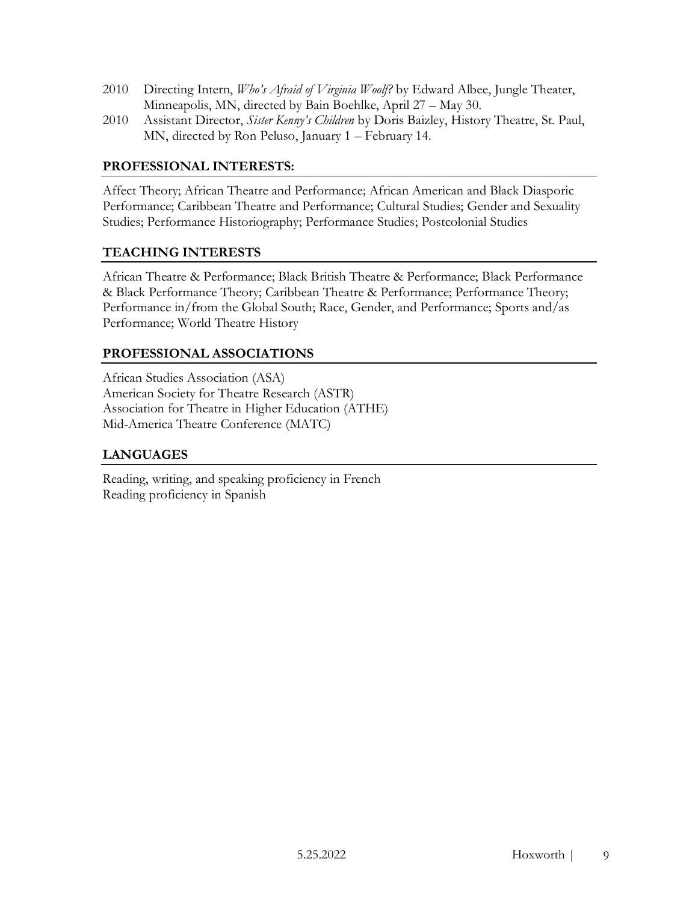2010 Directing Intern, *Who's Afraid of Virginia Woolf?* by Edward Albee, Jungle Theater, Minneapolis, MN, directed by Bain Boehlke, April 27 – May 30.

2010 Assistant Director, *Sister Kenny's Children* by Doris Baizley, History Theatre, St. Paul, MN, directed by Ron Peluso, January 1 – February 14.

## PROFESSIONAL INTERESTS:

Affect Theory; African Theatre and Performance; African American and Black Diasporic Performance; Caribbean Theatre and Performance; Cultural Studies; Gender and Sexuality Studies; Performance Historiography; Performance Studies; Postcolonial Studies

## TEACHING INTERESTS

African Theatre & Performance; Black British Theatre & Performance; Black Performance & Black Performance Theory; Caribbean Theatre & Performance; Performance Theory; Performance in/from the Global South; Race, Gender, and Performance; Sports and/as Performance; World Theatre History

## PROFESSIONAL ASSOCIATIONS

African Studies Association (ASA)
American Society for Theatre Research (ASTR)
Association for Theatre in Higher Education (ATHE)
Mid-America Theatre Conference (MATC)

## LANGUAGES

Reading, writing, and speaking proficiency in French
Reading proficiency in Spanish